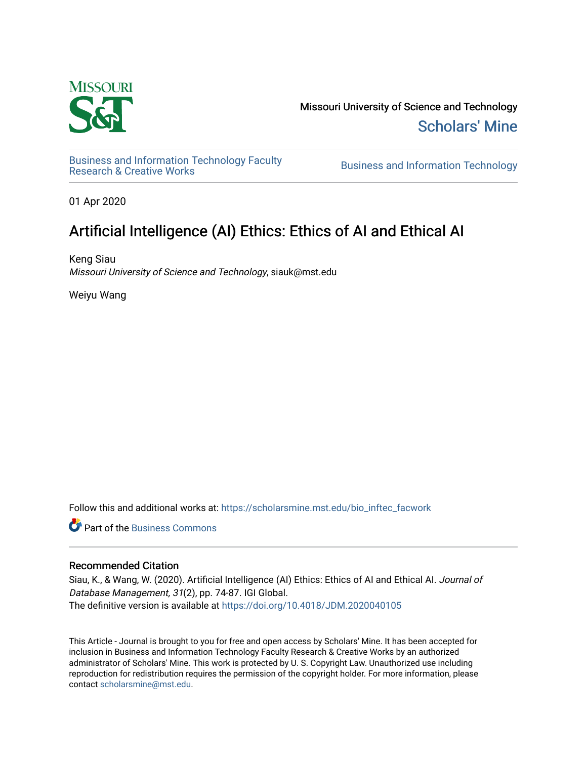Missouri University of Science and Technology

Scholars' Mine

Business and Information Technology Faculty Research & Creative Works

Business and Information Technology

01 Apr 2020

# Artificial Intelligence (AI) Ethics: Ethics of AI and Ethical AI

Keng Siau
*Missouri University of Science and Technology*, siauk@mst.edu

Weiyu Wang

Follow this and additional works at: https://scholarsmine.mst.edu/bio_inftec_facwork

Part of the Business Commons

## Recommended Citation

Siau, K., & Wang, W. (2020). Artificial Intelligence (AI) Ethics: Ethics of AI and Ethical AI. *Journal of Database Management, 31*(2), pp. 74-87. IGI Global.
The definitive version is available at https://doi.org/10.4018/JDM.2020040105

This Article - Journal is brought to you for free and open access by Scholars' Mine. It has been accepted for inclusion in Business and Information Technology Faculty Research & Creative Works by an authorized administrator of Scholars' Mine. This work is protected by U. S. Copyright Law. Unauthorized use including reproduction for redistribution requires the permission of the copyright holder. For more information, please contact scholarsmine@mst.edu.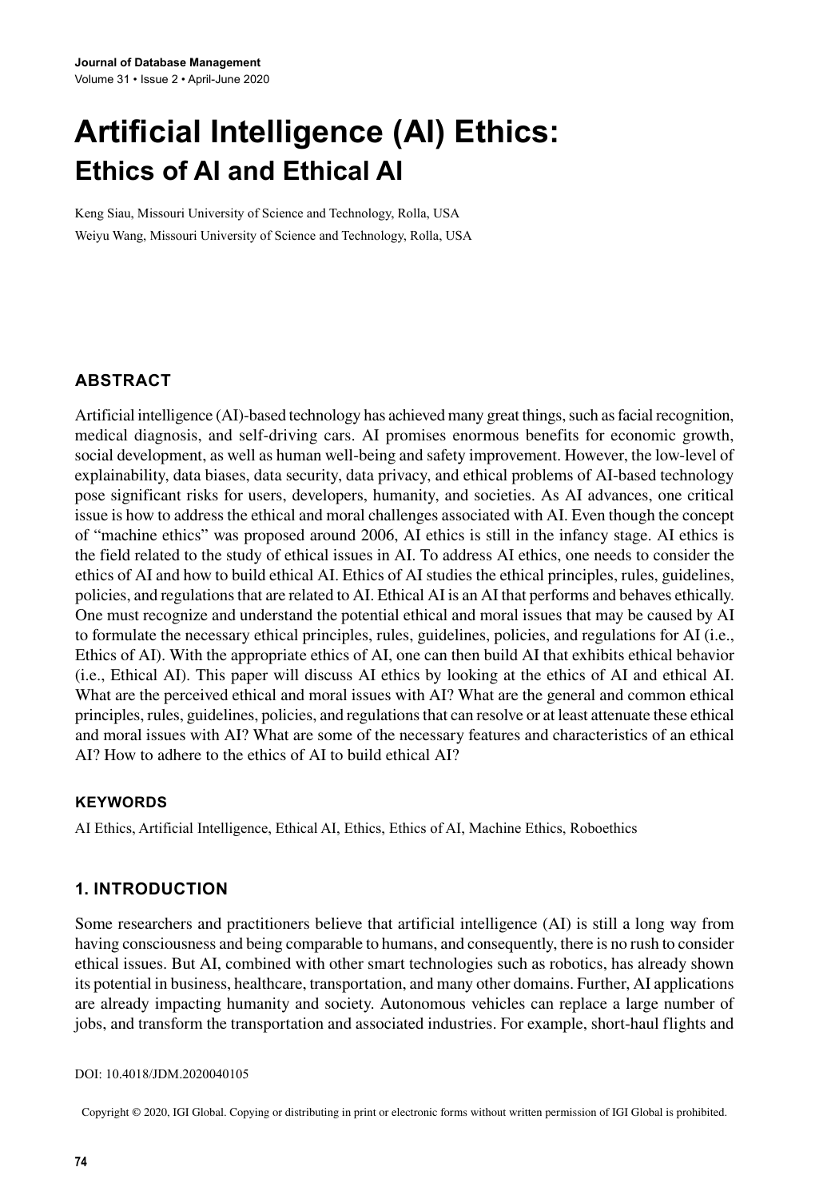# Artificial Intelligence (AI) Ethics:

## Ethics of AI and Ethical AI

Keng Siau, Missouri University of Science and Technology, Rolla, USA

Weiyu Wang, Missouri University of Science and Technology, Rolla, USA

### ABSTRACT

Artificial intelligence (AI)-based technology has achieved many great things, such as facial recognition, medical diagnosis, and self-driving cars. AI promises enormous benefits for economic growth, social development, as well as human well-being and safety improvement. However, the low-level of explainability, data biases, data security, data privacy, and ethical problems of AI-based technology pose significant risks for users, developers, humanity, and societies. As AI advances, one critical issue is how to address the ethical and moral challenges associated with AI. Even though the concept of "machine ethics" was proposed around 2006, AI ethics is still in the infancy stage. AI ethics is the field related to the study of ethical issues in AI. To address AI ethics, one needs to consider the ethics of AI and how to build ethical AI. Ethics of AI studies the ethical principles, rules, guidelines, policies, and regulations that are related to AI. Ethical AI is an AI that performs and behaves ethically. One must recognize and understand the potential ethical and moral issues that may be caused by AI to formulate the necessary ethical principles, rules, guidelines, policies, and regulations for AI (i.e., Ethics of AI). With the appropriate ethics of AI, one can then build AI that exhibits ethical behavior (i.e., Ethical AI). This paper will discuss AI ethics by looking at the ethics of AI and ethical AI. What are the perceived ethical and moral issues with AI? What are the general and common ethical principles, rules, guidelines, policies, and regulations that can resolve or at least attenuate these ethical and moral issues with AI? What are some of the necessary features and characteristics of an ethical AI? How to adhere to the ethics of AI to build ethical AI?

#### KEYWORDS

AI Ethics, Artificial Intelligence, Ethical AI, Ethics, Ethics of AI, Machine Ethics, Roboethics

### 1. INTRODUCTION

Some researchers and practitioners believe that artificial intelligence (AI) is still a long way from having consciousness and being comparable to humans, and consequently, there is no rush to consider ethical issues. But AI, combined with other smart technologies such as robotics, has already shown its potential in business, healthcare, transportation, and many other domains. Further, AI applications are already impacting humanity and society. Autonomous vehicles can replace a large number of jobs, and transform the transportation and associated industries. For example, short-haul flights and

DOI: 10.4018/JDM.2020040105

Copyright © 2020, IGI Global. Copying or distributing in print or electronic forms without written permission of IGI Global is prohibited.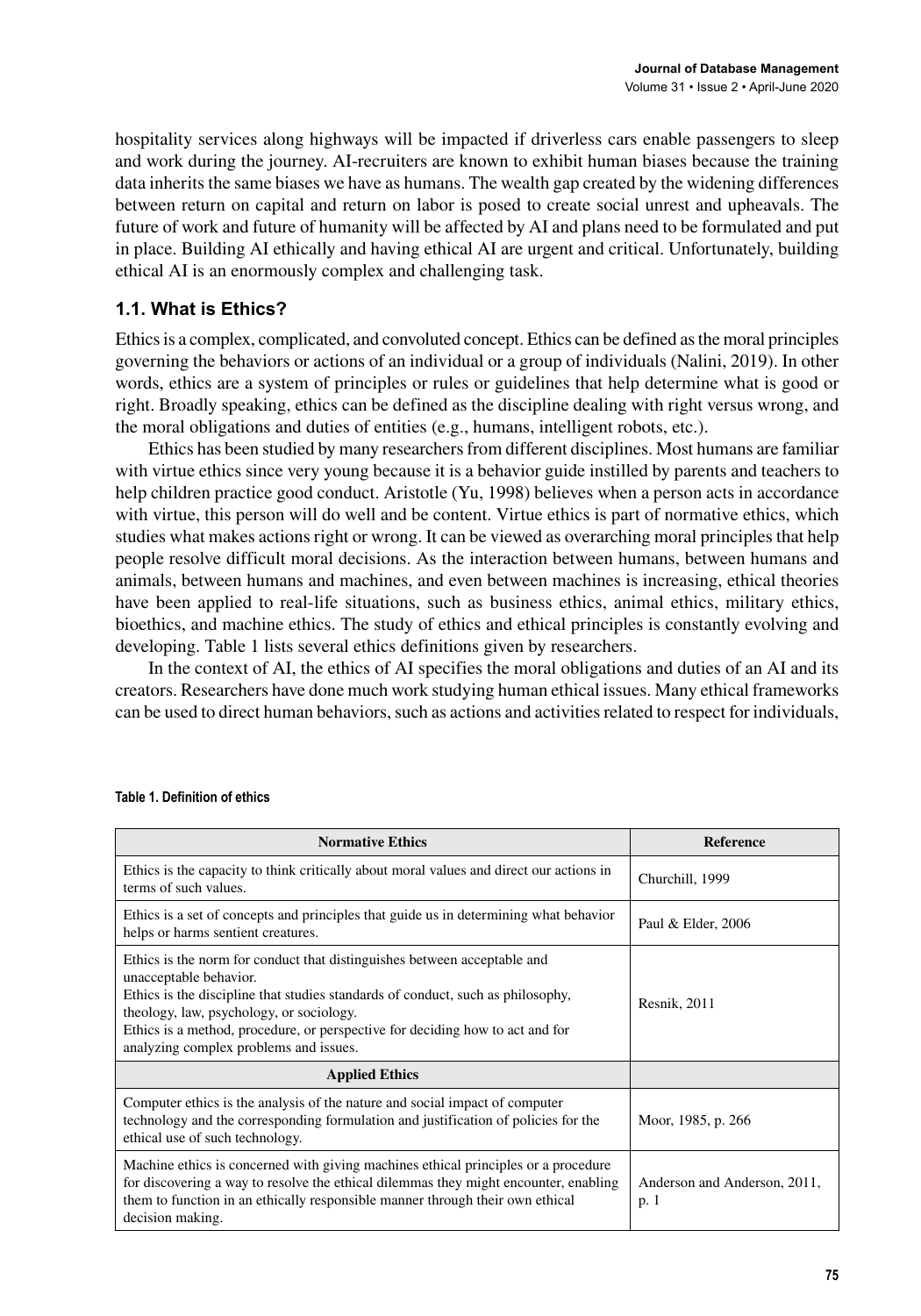hospitality services along highways will be impacted if driverless cars enable passengers to sleep and work during the journey. AI-recruiters are known to exhibit human biases because the training data inherits the same biases we have as humans. The wealth gap created by the widening differences between return on capital and return on labor is posed to create social unrest and upheavals. The future of work and future of humanity will be affected by AI and plans need to be formulated and put in place. Building AI ethically and having ethical AI are urgent and critical. Unfortunately, building ethical AI is an enormously complex and challenging task.

## 1.1. What is Ethics?

Ethics is a complex, complicated, and convoluted concept. Ethics can be defined as the moral principles governing the behaviors or actions of an individual or a group of individuals (Nalini, 2019). In other words, ethics are a system of principles or rules or guidelines that help determine what is good or right. Broadly speaking, ethics can be defined as the discipline dealing with right versus wrong, and the moral obligations and duties of entities (e.g., humans, intelligent robots, etc.).

Ethics has been studied by many researchers from different disciplines. Most humans are familiar with virtue ethics since very young because it is a behavior guide instilled by parents and teachers to help children practice good conduct. Aristotle (Yu, 1998) believes when a person acts in accordance with virtue, this person will do well and be content. Virtue ethics is part of normative ethics, which studies what makes actions right or wrong. It can be viewed as overarching moral principles that help people resolve difficult moral decisions. As the interaction between humans, between humans and animals, between humans and machines, and even between machines is increasing, ethical theories have been applied to real-life situations, such as business ethics, animal ethics, military ethics, bioethics, and machine ethics. The study of ethics and ethical principles is constantly evolving and developing. Table 1 lists several ethics definitions given by researchers.

In the context of AI, the ethics of AI specifies the moral obligations and duties of an AI and its creators. Researchers have done much work studying human ethical issues. Many ethical frameworks can be used to direct human behaviors, such as actions and activities related to respect for individuals,

**Table 1. Definition of ethics**

| Normative Ethics | Reference |
| --- | --- |
| Ethics is the capacity to think critically about moral values and direct our actions in terms of such values. | Churchill, 1999 |
| Ethics is a set of concepts and principles that guide us in determining what behavior helps or harms sentient creatures. | Paul & Elder, 2006 |
| Ethics is the norm for conduct that distinguishes between acceptable and unacceptable behavior.<br>Ethics is the discipline that studies standards of conduct, such as philosophy, theology, law, psychology, or sociology.<br>Ethics is a method, procedure, or perspective for deciding how to act and for analyzing complex problems and issues. | Resnik, 2011 |
| **Applied Ethics** | |
| Computer ethics is the analysis of the nature and social impact of computer technology and the corresponding formulation and justification of policies for the ethical use of such technology. | Moor, 1985, p. 266 |
| Machine ethics is concerned with giving machines ethical principles or a procedure for discovering a way to resolve the ethical dilemmas they might encounter, enabling them to function in an ethically responsible manner through their own ethical decision making. | Anderson and Anderson, 2011, p. 1 |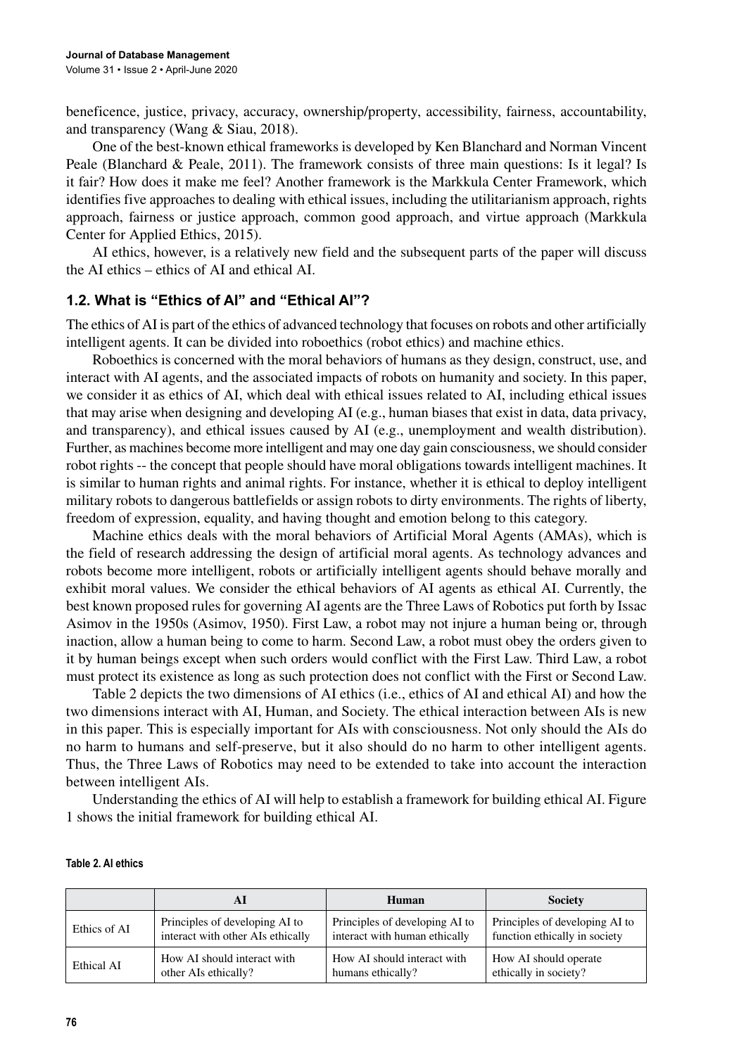beneficence, justice, privacy, accuracy, ownership/property, accessibility, fairness, accountability, and transparency (Wang & Siau, 2018).

One of the best-known ethical frameworks is developed by Ken Blanchard and Norman Vincent Peale (Blanchard & Peale, 2011). The framework consists of three main questions: Is it legal? Is it fair? How does it make me feel? Another framework is the Markkula Center Framework, which identifies five approaches to dealing with ethical issues, including the utilitarianism approach, rights approach, fairness or justice approach, common good approach, and virtue approach (Markkula Center for Applied Ethics, 2015).

AI ethics, however, is a relatively new field and the subsequent parts of the paper will discuss the AI ethics – ethics of AI and ethical AI.

### 1.2. What is "Ethics of AI" and "Ethical AI"?

The ethics of AI is part of the ethics of advanced technology that focuses on robots and other artificially intelligent agents. It can be divided into roboethics (robot ethics) and machine ethics.

Roboethics is concerned with the moral behaviors of humans as they design, construct, use, and interact with AI agents, and the associated impacts of robots on humanity and society. In this paper, we consider it as ethics of AI, which deal with ethical issues related to AI, including ethical issues that may arise when designing and developing AI (e.g., human biases that exist in data, data privacy, and transparency), and ethical issues caused by AI (e.g., unemployment and wealth distribution). Further, as machines become more intelligent and may one day gain consciousness, we should consider robot rights -- the concept that people should have moral obligations towards intelligent machines. It is similar to human rights and animal rights. For instance, whether it is ethical to deploy intelligent military robots to dangerous battlefields or assign robots to dirty environments. The rights of liberty, freedom of expression, equality, and having thought and emotion belong to this category.

Machine ethics deals with the moral behaviors of Artificial Moral Agents (AMAs), which is the field of research addressing the design of artificial moral agents. As technology advances and robots become more intelligent, robots or artificially intelligent agents should behave morally and exhibit moral values. We consider the ethical behaviors of AI agents as ethical AI. Currently, the best known proposed rules for governing AI agents are the Three Laws of Robotics put forth by Issac Asimov in the 1950s (Asimov, 1950). First Law, a robot may not injure a human being or, through inaction, allow a human being to come to harm. Second Law, a robot must obey the orders given to it by human beings except when such orders would conflict with the First Law. Third Law, a robot must protect its existence as long as such protection does not conflict with the First or Second Law.

Table 2 depicts the two dimensions of AI ethics (i.e., ethics of AI and ethical AI) and how the two dimensions interact with AI, Human, and Society. The ethical interaction between AIs is new in this paper. This is especially important for AIs with consciousness. Not only should the AIs do no harm to humans and self-preserve, but it also should do no harm to other intelligent agents. Thus, the Three Laws of Robotics may need to be extended to take into account the interaction between intelligent AIs.

Understanding the ethics of AI will help to establish a framework for building ethical AI. Figure 1 shows the initial framework for building ethical AI.

**Table 2. AI ethics**

| | AI | Human | Society |
|---|---|---|---|
| Ethics of AI | Principles of developing AI to interact with other AIs ethically | Principles of developing AI to interact with human ethically | Principles of developing AI to function ethically in society |
| Ethical AI | How AI should interact with other AIs ethically? | How AI should interact with humans ethically? | How AI should operate ethically in society? |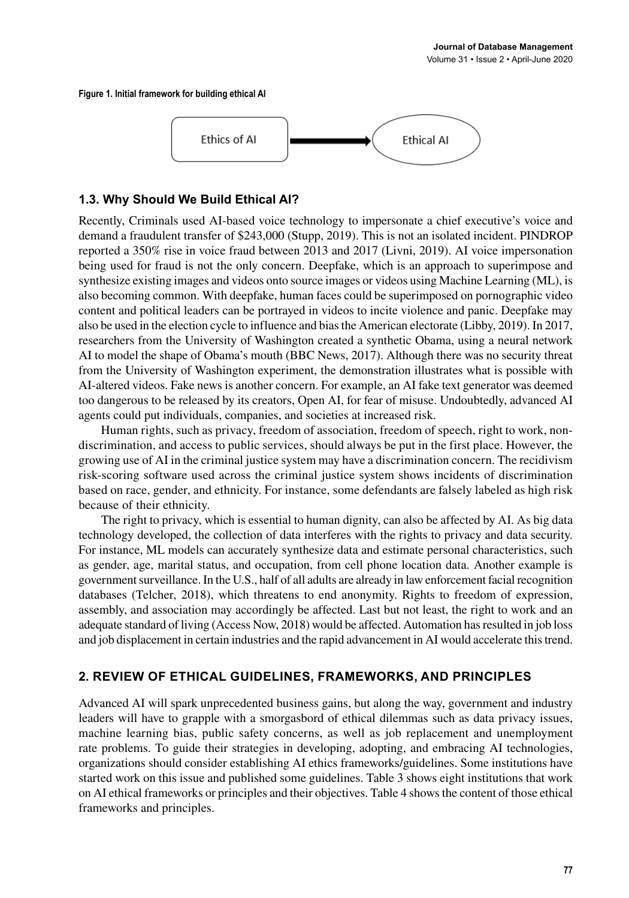**Figure 1. Initial framework for building ethical AI**

Ethics of AI → Ethical AI

### 1.3. Why Should We Build Ethical AI?

Recently, Criminals used AI-based voice technology to impersonate a chief executive's voice and demand a fraudulent transfer of $243,000 (Stupp, 2019). This is not an isolated incident. PINDROP reported a 350% rise in voice fraud between 2013 and 2017 (Livni, 2019). AI voice impersonation being used for fraud is not the only concern. Deepfake, which is an approach to superimpose and synthesize existing images and videos onto source images or videos using Machine Learning (ML), is also becoming common. With deepfake, human faces could be superimposed on pornographic video content and political leaders can be portrayed in videos to incite violence and panic. Deepfake may also be used in the election cycle to influence and bias the American electorate (Libby, 2019). In 2017, researchers from the University of Washington created a synthetic Obama, using a neural network AI to model the shape of Obama's mouth (BBC News, 2017). Although there was no security threat from the University of Washington experiment, the demonstration illustrates what is possible with AI-altered videos. Fake news is another concern. For example, an AI fake text generator was deemed too dangerous to be released by its creators, Open AI, for fear of misuse. Undoubtedly, advanced AI agents could put individuals, companies, and societies at increased risk.

Human rights, such as privacy, freedom of association, freedom of speech, right to work, non-discrimination, and access to public services, should always be put in the first place. However, the growing use of AI in the criminal justice system may have a discrimination concern. The recidivism risk-scoring software used across the criminal justice system shows incidents of discrimination based on race, gender, and ethnicity. For instance, some defendants are falsely labeled as high risk because of their ethnicity.

The right to privacy, which is essential to human dignity, can also be affected by AI. As big data technology developed, the collection of data interferes with the rights to privacy and data security. For instance, ML models can accurately synthesize data and estimate personal characteristics, such as gender, age, marital status, and occupation, from cell phone location data. Another example is government surveillance. In the U.S., half of all adults are already in law enforcement facial recognition databases (Telcher, 2018), which threatens to end anonymity. Rights to freedom of expression, assembly, and association may accordingly be affected. Last but not least, the right to work and an adequate standard of living (Access Now, 2018) would be affected. Automation has resulted in job loss and job displacement in certain industries and the rapid advancement in AI would accelerate this trend.

## 2. REVIEW OF ETHICAL GUIDELINES, FRAMEWORKS, AND PRINCIPLES

Advanced AI will spark unprecedented business gains, but along the way, government and industry leaders will have to grapple with a smorgasbord of ethical dilemmas such as data privacy issues, machine learning bias, public safety concerns, as well as job replacement and unemployment rate problems. To guide their strategies in developing, adopting, and embracing AI technologies, organizations should consider establishing AI ethics frameworks/guidelines. Some institutions have started work on this issue and published some guidelines. Table 3 shows eight institutions that work on AI ethical frameworks or principles and their objectives. Table 4 shows the content of those ethical frameworks and principles.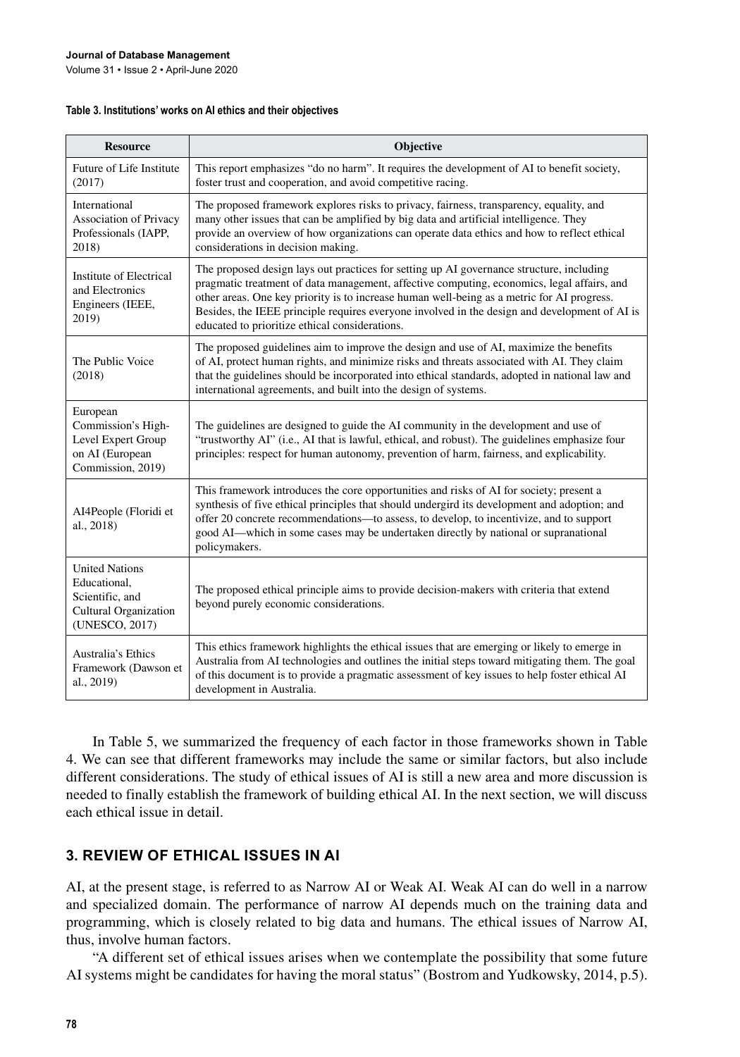**Table 3. Institutions' works on AI ethics and their objectives**

| Resource | Objective |
|---|---|
| Future of Life Institute (2017) | This report emphasizes "do no harm". It requires the development of AI to benefit society, foster trust and cooperation, and avoid competitive racing. |
| International Association of Privacy Professionals (IAPP, 2018) | The proposed framework explores risks to privacy, fairness, transparency, equality, and many other issues that can be amplified by big data and artificial intelligence. They provide an overview of how organizations can operate data ethics and how to reflect ethical considerations in decision making. |
| Institute of Electrical and Electronics Engineers (IEEE, 2019) | The proposed design lays out practices for setting up AI governance structure, including pragmatic treatment of data management, affective computing, economics, legal affairs, and other areas. One key priority is to increase human well-being as a metric for AI progress. Besides, the IEEE principle requires everyone involved in the design and development of AI is educated to prioritize ethical considerations. |
| The Public Voice (2018) | The proposed guidelines aim to improve the design and use of AI, maximize the benefits of AI, protect human rights, and minimize risks and threats associated with AI. They claim that the guidelines should be incorporated into ethical standards, adopted in national law and international agreements, and built into the design of systems. |
| European Commission's High-Level Expert Group on AI (European Commission, 2019) | The guidelines are designed to guide the AI community in the development and use of "trustworthy AI" (i.e., AI that is lawful, ethical, and robust). The guidelines emphasize four principles: respect for human autonomy, prevention of harm, fairness, and explicability. |
| AI4People (Floridi et al., 2018) | This framework introduces the core opportunities and risks of AI for society; present a synthesis of five ethical principles that should undergird its development and adoption; and offer 20 concrete recommendations—to assess, to develop, to incentivize, and to support good AI—which in some cases may be undertaken directly by national or supranational policymakers. |
| United Nations Educational, Scientific, and Cultural Organization (UNESCO, 2017) | The proposed ethical principle aims to provide decision-makers with criteria that extend beyond purely economic considerations. |
| Australia's Ethics Framework (Dawson et al., 2019) | This ethics framework highlights the ethical issues that are emerging or likely to emerge in Australia from AI technologies and outlines the initial steps toward mitigating them. The goal of this document is to provide a pragmatic assessment of key issues to help foster ethical AI development in Australia. |

In Table 5, we summarized the frequency of each factor in those frameworks shown in Table 4. We can see that different frameworks may include the same or similar factors, but also include different considerations. The study of ethical issues of AI is still a new area and more discussion is needed to finally establish the framework of building ethical AI. In the next section, we will discuss each ethical issue in detail.

## 3. REVIEW OF ETHICAL ISSUES IN AI

AI, at the present stage, is referred to as Narrow AI or Weak AI. Weak AI can do well in a narrow and specialized domain. The performance of narrow AI depends much on the training data and programming, which is closely related to big data and humans. The ethical issues of Narrow AI, thus, involve human factors.

"A different set of ethical issues arises when we contemplate the possibility that some future AI systems might be candidates for having the moral status" (Bostrom and Yudkowsky, 2014, p.5).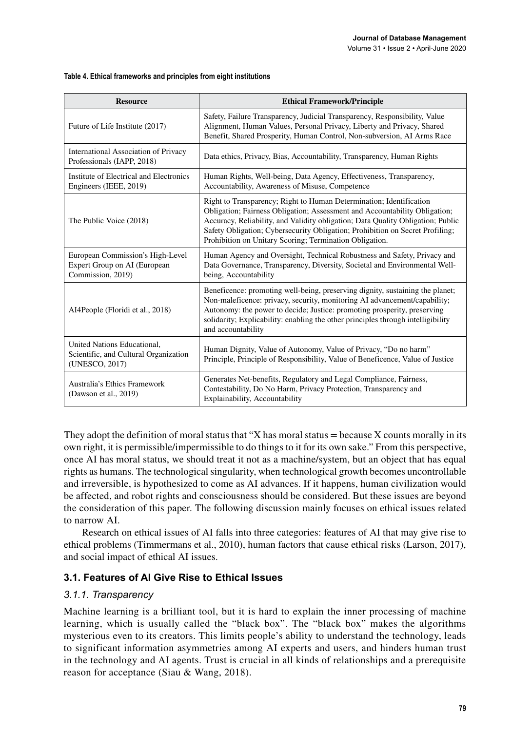**Table 4. Ethical frameworks and principles from eight institutions**

| Resource | Ethical Framework/Principle |
| --- | --- |
| Future of Life Institute (2017) | Safety, Failure Transparency, Judicial Transparency, Responsibility, Value Alignment, Human Values, Personal Privacy, Liberty and Privacy, Shared Benefit, Shared Prosperity, Human Control, Non-subversion, AI Arms Race |
| International Association of Privacy Professionals (IAPP, 2018) | Data ethics, Privacy, Bias, Accountability, Transparency, Human Rights |
| Institute of Electrical and Electronics Engineers (IEEE, 2019) | Human Rights, Well-being, Data Agency, Effectiveness, Transparency, Accountability, Awareness of Misuse, Competence |
| The Public Voice (2018) | Right to Transparency; Right to Human Determination; Identification Obligation; Fairness Obligation; Assessment and Accountability Obligation; Accuracy, Reliability, and Validity obligation; Data Quality Obligation; Public Safety Obligation; Cybersecurity Obligation; Prohibition on Secret Profiling; Prohibition on Unitary Scoring; Termination Obligation. |
| European Commission's High-Level Expert Group on AI (European Commission, 2019) | Human Agency and Oversight, Technical Robustness and Safety, Privacy and Data Governance, Transparency, Diversity, Societal and Environmental Well-being, Accountability |
| AI4People (Floridi et al., 2018) | Beneficence: promoting well-being, preserving dignity, sustaining the planet; Non-maleficence: privacy, security, monitoring AI advancement/capability; Autonomy: the power to decide; Justice: promoting prosperity, preserving solidarity; Explicability: enabling the other principles through intelligibility and accountability |
| United Nations Educational, Scientific, and Cultural Organization (UNESCO, 2017) | Human Dignity, Value of Autonomy, Value of Privacy, "Do no harm" Principle, Principle of Responsibility, Value of Beneficence, Value of Justice |
| Australia's Ethics Framework (Dawson et al., 2019) | Generates Net-benefits, Regulatory and Legal Compliance, Fairness, Contestability, Do No Harm, Privacy Protection, Transparency and Explainability, Accountability |

They adopt the definition of moral status that "X has moral status = because X counts morally in its own right, it is permissible/impermissible to do things to it for its own sake." From this perspective, once AI has moral status, we should treat it not as a machine/system, but an object that has equal rights as humans. The technological singularity, when technological growth becomes uncontrollable and irreversible, is hypothesized to come as AI advances. If it happens, human civilization would be affected, and robot rights and consciousness should be considered. But these issues are beyond the consideration of this paper. The following discussion mainly focuses on ethical issues related to narrow AI.

Research on ethical issues of AI falls into three categories: features of AI that may give rise to ethical problems (Timmermans et al., 2010), human factors that cause ethical risks (Larson, 2017), and social impact of ethical AI issues.

### 3.1. Features of AI Give Rise to Ethical Issues

#### *3.1.1. Transparency*

Machine learning is a brilliant tool, but it is hard to explain the inner processing of machine learning, which is usually called the "black box". The "black box" makes the algorithms mysterious even to its creators. This limits people's ability to understand the technology, leads to significant information asymmetries among AI experts and users, and hinders human trust in the technology and AI agents. Trust is crucial in all kinds of relationships and a prerequisite reason for acceptance (Siau & Wang, 2018).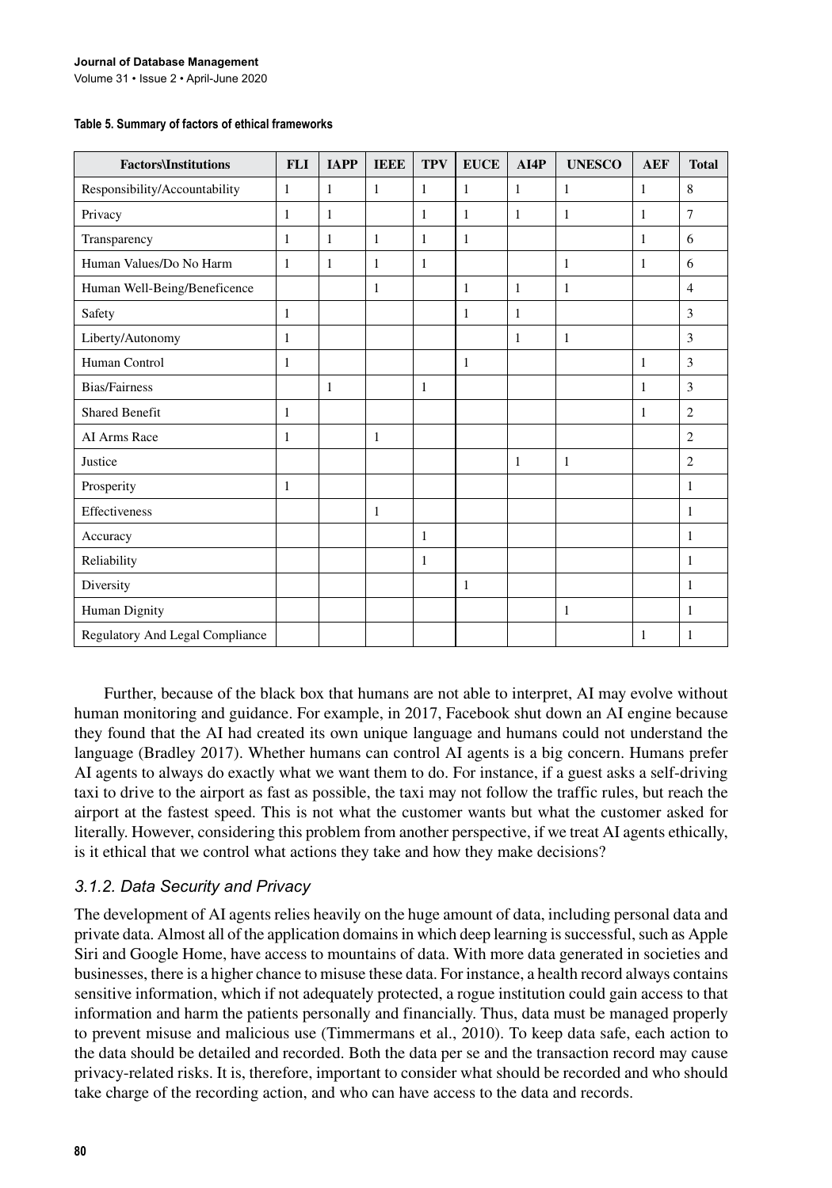**Table 5. Summary of factors of ethical frameworks**

| Factors\Institutions | FLI | IAPP | IEEE | TPV | EUCE | AI4P | UNESCO | AEF | Total |
|---|---|---|---|---|---|---|---|---|---|
| Responsibility/Accountability | 1 | 1 | 1 | 1 | 1 | 1 | 1 | 1 | 8 |
| Privacy | 1 | 1 | | 1 | 1 | 1 | 1 | 1 | 7 |
| Transparency | 1 | 1 | 1 | 1 | 1 | | | 1 | 6 |
| Human Values/Do No Harm | 1 | 1 | 1 | 1 | | | 1 | 1 | 6 |
| Human Well-Being/Beneficence | | | 1 | | 1 | 1 | 1 | | 4 |
| Safety | 1 | | | | 1 | 1 | | | 3 |
| Liberty/Autonomy | 1 | | | | | 1 | 1 | | 3 |
| Human Control | 1 | | | | 1 | | | 1 | 3 |
| Bias/Fairness | | 1 | | 1 | | | | 1 | 3 |
| Shared Benefit | 1 | | | | | | | 1 | 2 |
| AI Arms Race | 1 | | 1 | | | | | | 2 |
| Justice | | | | | | 1 | 1 | | 2 |
| Prosperity | 1 | | | | | | | | 1 |
| Effectiveness | | | 1 | | | | | | 1 |
| Accuracy | | | | 1 | | | | | 1 |
| Reliability | | | | 1 | | | | | 1 |
| Diversity | | | | | 1 | | | | 1 |
| Human Dignity | | | | | | | 1 | | 1 |
| Regulatory And Legal Compliance | | | | | | | | 1 | 1 |

Further, because of the black box that humans are not able to interpret, AI may evolve without human monitoring and guidance. For example, in 2017, Facebook shut down an AI engine because they found that the AI had created its own unique language and humans could not understand the language (Bradley 2017). Whether humans can control AI agents is a big concern. Humans prefer AI agents to always do exactly what we want them to do. For instance, if a guest asks a self-driving taxi to drive to the airport as fast as possible, the taxi may not follow the traffic rules, but reach the airport at the fastest speed. This is not what the customer wants but what the customer asked for literally. However, considering this problem from another perspective, if we treat AI agents ethically, is it ethical that we control what actions they take and how they make decisions?

### *3.1.2. Data Security and Privacy*

The development of AI agents relies heavily on the huge amount of data, including personal data and private data. Almost all of the application domains in which deep learning is successful, such as Apple Siri and Google Home, have access to mountains of data. With more data generated in societies and businesses, there is a higher chance to misuse these data. For instance, a health record always contains sensitive information, which if not adequately protected, a rogue institution could gain access to that information and harm the patients personally and financially. Thus, data must be managed properly to prevent misuse and malicious use (Timmermans et al., 2010). To keep data safe, each action to the data should be detailed and recorded. Both the data per se and the transaction record may cause privacy-related risks. It is, therefore, important to consider what should be recorded and who should take charge of the recording action, and who can have access to the data and records.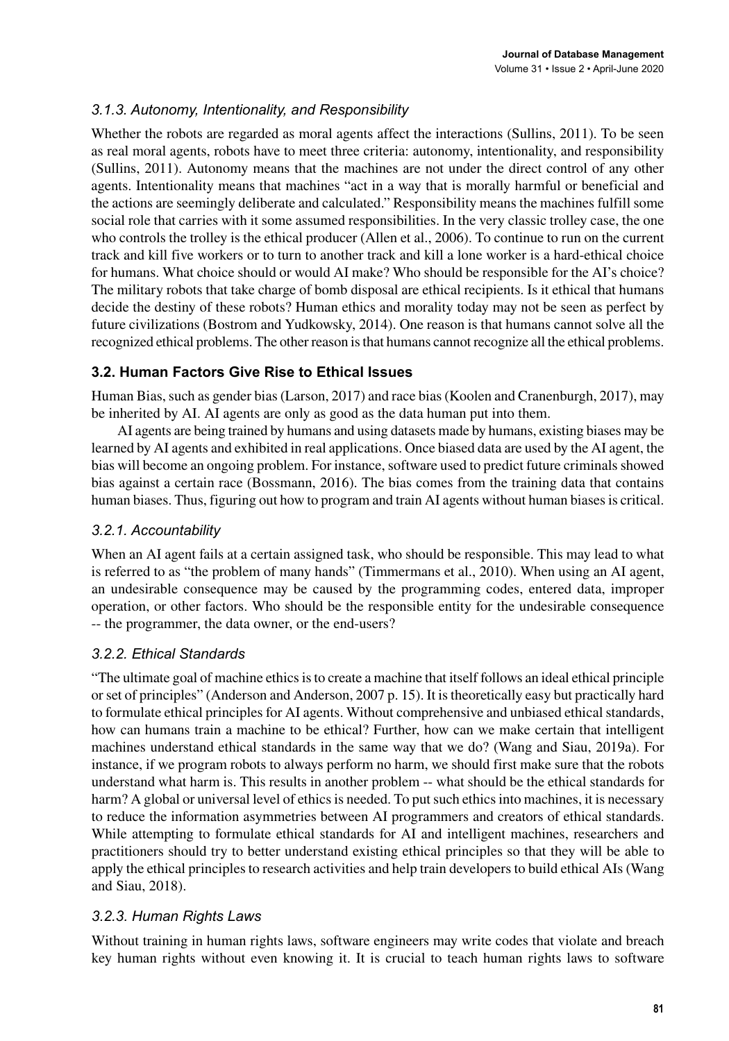### *3.1.3. Autonomy, Intentionality, and Responsibility*

Whether the robots are regarded as moral agents affect the interactions (Sullins, 2011). To be seen as real moral agents, robots have to meet three criteria: autonomy, intentionality, and responsibility (Sullins, 2011). Autonomy means that the machines are not under the direct control of any other agents. Intentionality means that machines "act in a way that is morally harmful or beneficial and the actions are seemingly deliberate and calculated." Responsibility means the machines fulfill some social role that carries with it some assumed responsibilities. In the very classic trolley case, the one who controls the trolley is the ethical producer (Allen et al., 2006). To continue to run on the current track and kill five workers or to turn to another track and kill a lone worker is a hard-ethical choice for humans. What choice should or would AI make? Who should be responsible for the AI's choice? The military robots that take charge of bomb disposal are ethical recipients. Is it ethical that humans decide the destiny of these robots? Human ethics and morality today may not be seen as perfect by future civilizations (Bostrom and Yudkowsky, 2014). One reason is that humans cannot solve all the recognized ethical problems. The other reason is that humans cannot recognize all the ethical problems.

## 3.2. Human Factors Give Rise to Ethical Issues

Human Bias, such as gender bias (Larson, 2017) and race bias (Koolen and Cranenburgh, 2017), may be inherited by AI. AI agents are only as good as the data human put into them.

AI agents are being trained by humans and using datasets made by humans, existing biases may be learned by AI agents and exhibited in real applications. Once biased data are used by the AI agent, the bias will become an ongoing problem. For instance, software used to predict future criminals showed bias against a certain race (Bossmann, 2016). The bias comes from the training data that contains human biases. Thus, figuring out how to program and train AI agents without human biases is critical.

### *3.2.1. Accountability*

When an AI agent fails at a certain assigned task, who should be responsible. This may lead to what is referred to as "the problem of many hands" (Timmermans et al., 2010). When using an AI agent, an undesirable consequence may be caused by the programming codes, entered data, improper operation, or other factors. Who should be the responsible entity for the undesirable consequence -- the programmer, the data owner, or the end-users?

### *3.2.2. Ethical Standards*

"The ultimate goal of machine ethics is to create a machine that itself follows an ideal ethical principle or set of principles" (Anderson and Anderson, 2007 p. 15). It is theoretically easy but practically hard to formulate ethical principles for AI agents. Without comprehensive and unbiased ethical standards, how can humans train a machine to be ethical? Further, how can we make certain that intelligent machines understand ethical standards in the same way that we do? (Wang and Siau, 2019a). For instance, if we program robots to always perform no harm, we should first make sure that the robots understand what harm is. This results in another problem -- what should be the ethical standards for harm? A global or universal level of ethics is needed. To put such ethics into machines, it is necessary to reduce the information asymmetries between AI programmers and creators of ethical standards. While attempting to formulate ethical standards for AI and intelligent machines, researchers and practitioners should try to better understand existing ethical principles so that they will be able to apply the ethical principles to research activities and help train developers to build ethical AIs (Wang and Siau, 2018).

### *3.2.3. Human Rights Laws*

Without training in human rights laws, software engineers may write codes that violate and breach key human rights without even knowing it. It is crucial to teach human rights laws to software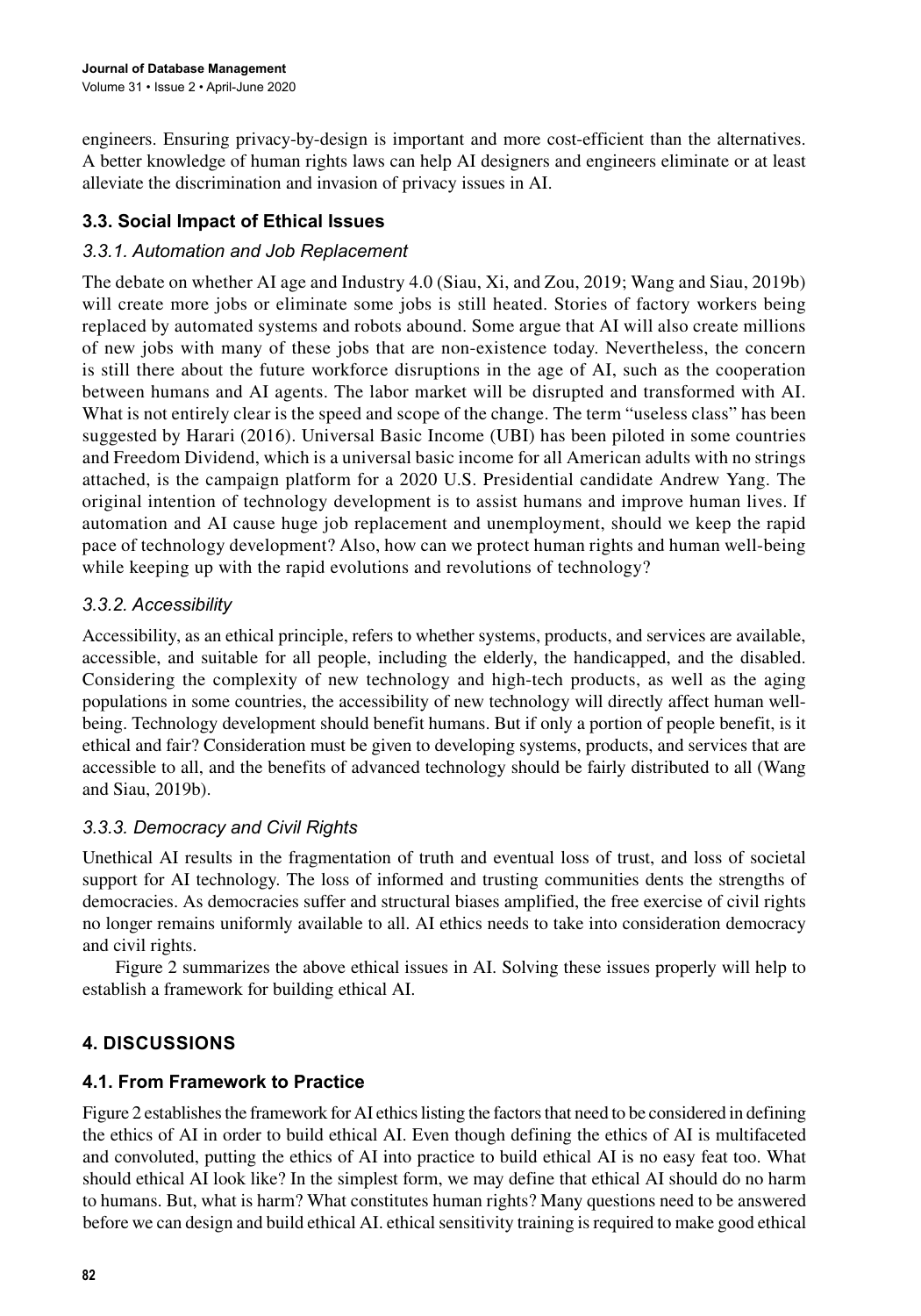engineers. Ensuring privacy-by-design is important and more cost-efficient than the alternatives. A better knowledge of human rights laws can help AI designers and engineers eliminate or at least alleviate the discrimination and invasion of privacy issues in AI.

### 3.3. Social Impact of Ethical Issues

#### *3.3.1. Automation and Job Replacement*

The debate on whether AI age and Industry 4.0 (Siau, Xi, and Zou, 2019; Wang and Siau, 2019b) will create more jobs or eliminate some jobs is still heated. Stories of factory workers being replaced by automated systems and robots abound. Some argue that AI will also create millions of new jobs with many of these jobs that are non-existence today. Nevertheless, the concern is still there about the future workforce disruptions in the age of AI, such as the cooperation between humans and AI agents. The labor market will be disrupted and transformed with AI. What is not entirely clear is the speed and scope of the change. The term "useless class" has been suggested by Harari (2016). Universal Basic Income (UBI) has been piloted in some countries and Freedom Dividend, which is a universal basic income for all American adults with no strings attached, is the campaign platform for a 2020 U.S. Presidential candidate Andrew Yang. The original intention of technology development is to assist humans and improve human lives. If automation and AI cause huge job replacement and unemployment, should we keep the rapid pace of technology development? Also, how can we protect human rights and human well-being while keeping up with the rapid evolutions and revolutions of technology?

#### *3.3.2. Accessibility*

Accessibility, as an ethical principle, refers to whether systems, products, and services are available, accessible, and suitable for all people, including the elderly, the handicapped, and the disabled. Considering the complexity of new technology and high-tech products, as well as the aging populations in some countries, the accessibility of new technology will directly affect human well-being. Technology development should benefit humans. But if only a portion of people benefit, is it ethical and fair? Consideration must be given to developing systems, products, and services that are accessible to all, and the benefits of advanced technology should be fairly distributed to all (Wang and Siau, 2019b).

#### *3.3.3. Democracy and Civil Rights*

Unethical AI results in the fragmentation of truth and eventual loss of trust, and loss of societal support for AI technology. The loss of informed and trusting communities dents the strengths of democracies. As democracies suffer and structural biases amplified, the free exercise of civil rights no longer remains uniformly available to all. AI ethics needs to take into consideration democracy and civil rights.

Figure 2 summarizes the above ethical issues in AI. Solving these issues properly will help to establish a framework for building ethical AI.

## 4. DISCUSSIONS

### 4.1. From Framework to Practice

Figure 2 establishes the framework for AI ethics listing the factors that need to be considered in defining the ethics of AI in order to build ethical AI. Even though defining the ethics of AI is multifaceted and convoluted, putting the ethics of AI into practice to build ethical AI is no easy feat too. What should ethical AI look like? In the simplest form, we may define that ethical AI should do no harm to humans. But, what is harm? What constitutes human rights? Many questions need to be answered before we can design and build ethical AI. ethical sensitivity training is required to make good ethical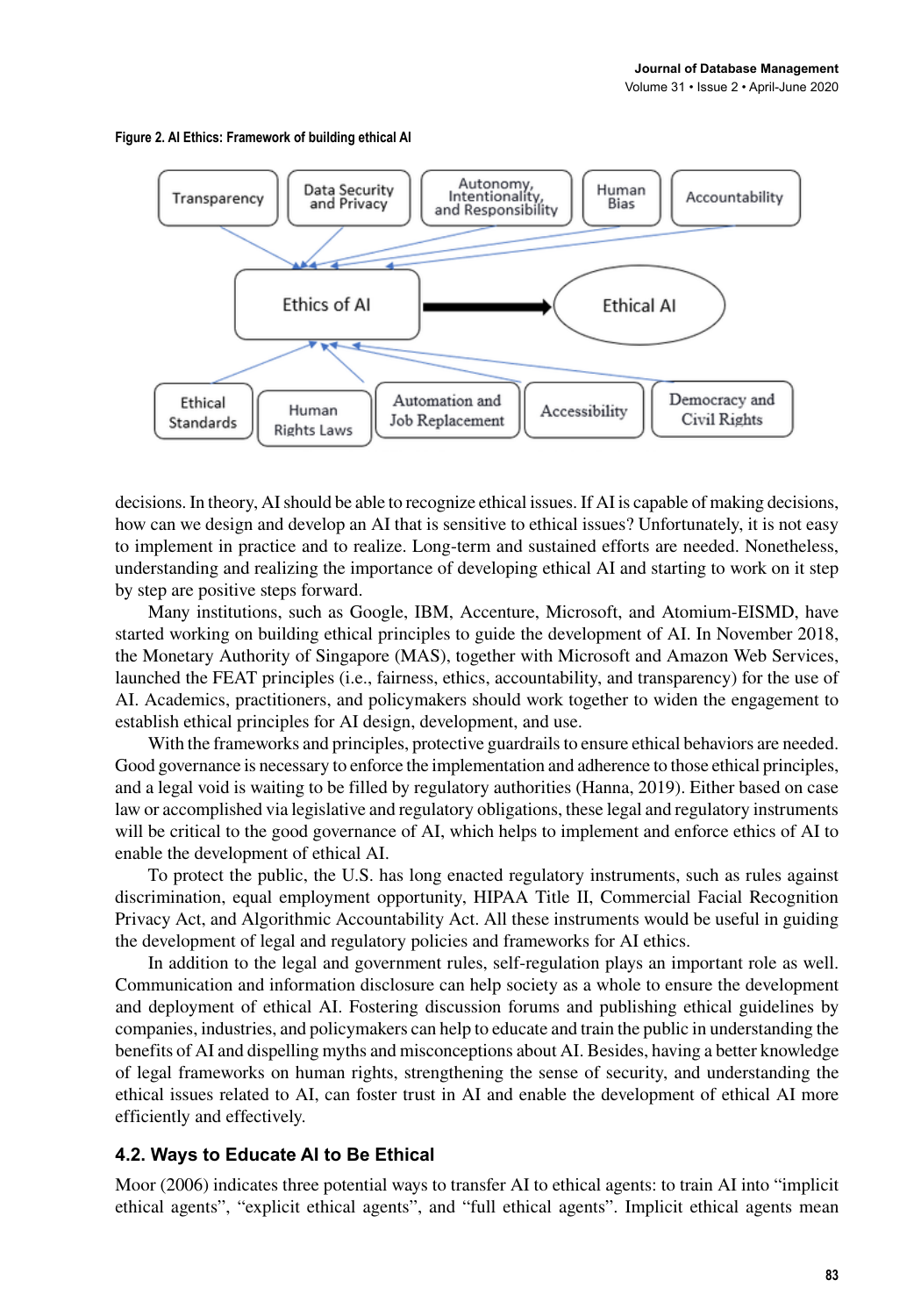Figure 2. AI Ethics: Framework of building ethical AI

Transparency

Data Security and Privacy

Autonomy, Intentionality, and Responsibility

Human Bias

Accountability

Ethics of AI

Ethical AI

Ethical Standards

Human Rights Laws

Automation and Job Replacement

Accessibility

Democracy and Civil Rights

decisions. In theory, AI should be able to recognize ethical issues. If AI is capable of making decisions, how can we design and develop an AI that is sensitive to ethical issues? Unfortunately, it is not easy to implement in practice and to realize. Long-term and sustained efforts are needed. Nonetheless, understanding and realizing the importance of developing ethical AI and starting to work on it step by step are positive steps forward.

Many institutions, such as Google, IBM, Accenture, Microsoft, and Atomium-EISMD, have started working on building ethical principles to guide the development of AI. In November 2018, the Monetary Authority of Singapore (MAS), together with Microsoft and Amazon Web Services, launched the FEAT principles (i.e., fairness, ethics, accountability, and transparency) for the use of AI. Academics, practitioners, and policymakers should work together to widen the engagement to establish ethical principles for AI design, development, and use.

With the frameworks and principles, protective guardrails to ensure ethical behaviors are needed. Good governance is necessary to enforce the implementation and adherence to those ethical principles, and a legal void is waiting to be filled by regulatory authorities (Hanna, 2019). Either based on case law or accomplished via legislative and regulatory obligations, these legal and regulatory instruments will be critical to the good governance of AI, which helps to implement and enforce ethics of AI to enable the development of ethical AI.

To protect the public, the U.S. has long enacted regulatory instruments, such as rules against discrimination, equal employment opportunity, HIPAA Title II, Commercial Facial Recognition Privacy Act, and Algorithmic Accountability Act. All these instruments would be useful in guiding the development of legal and regulatory policies and frameworks for AI ethics.

In addition to the legal and government rules, self-regulation plays an important role as well. Communication and information disclosure can help society as a whole to ensure the development and deployment of ethical AI. Fostering discussion forums and publishing ethical guidelines by companies, industries, and policymakers can help to educate and train the public in understanding the benefits of AI and dispelling myths and misconceptions about AI. Besides, having a better knowledge of legal frameworks on human rights, strengthening the sense of security, and understanding the ethical issues related to AI, can foster trust in AI and enable the development of ethical AI more efficiently and effectively.

### 4.2. Ways to Educate AI to Be Ethical

Moor (2006) indicates three potential ways to transfer AI to ethical agents: to train AI into "implicit ethical agents", "explicit ethical agents", and "full ethical agents". Implicit ethical agents mean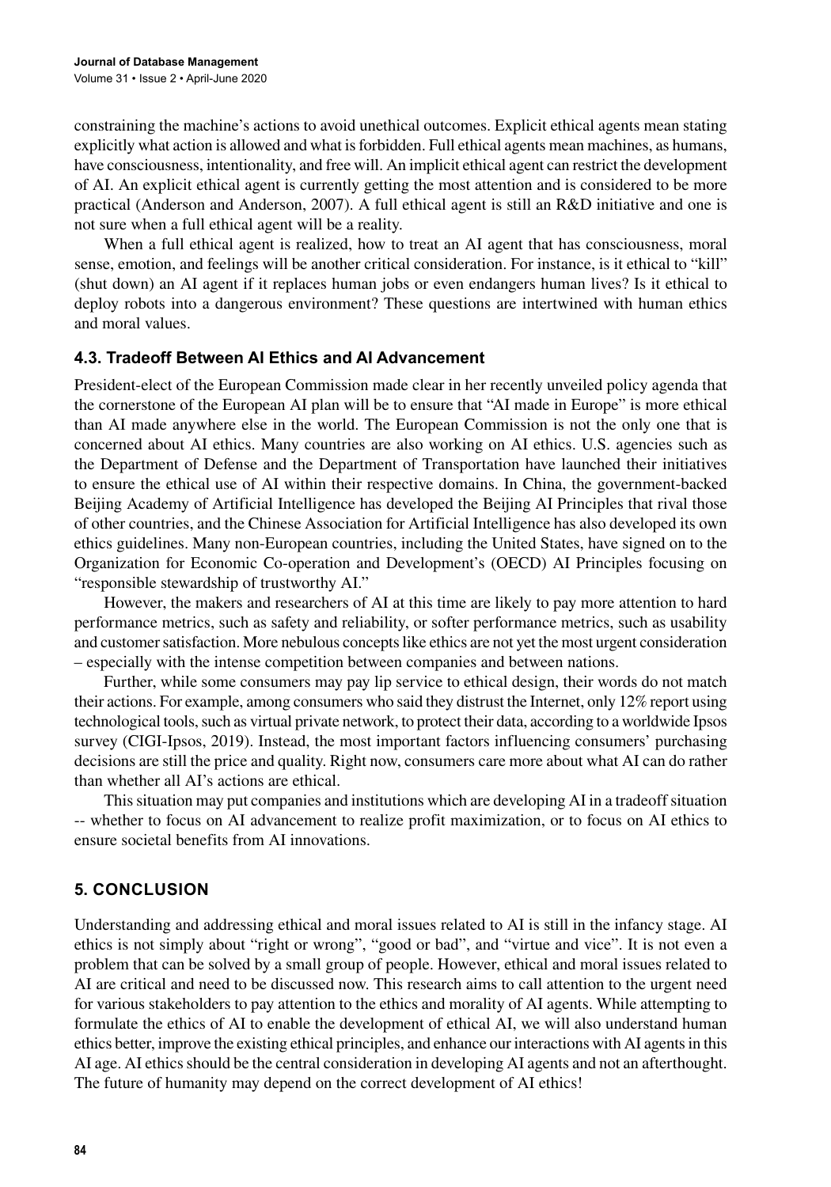constraining the machine's actions to avoid unethical outcomes. Explicit ethical agents mean stating explicitly what action is allowed and what is forbidden. Full ethical agents mean machines, as humans, have consciousness, intentionality, and free will. An implicit ethical agent can restrict the development of AI. An explicit ethical agent is currently getting the most attention and is considered to be more practical (Anderson and Anderson, 2007). A full ethical agent is still an R&D initiative and one is not sure when a full ethical agent will be a reality.

When a full ethical agent is realized, how to treat an AI agent that has consciousness, moral sense, emotion, and feelings will be another critical consideration. For instance, is it ethical to "kill" (shut down) an AI agent if it replaces human jobs or even endangers human lives? Is it ethical to deploy robots into a dangerous environment? These questions are intertwined with human ethics and moral values.

### 4.3. Tradeoff Between AI Ethics and AI Advancement

President-elect of the European Commission made clear in her recently unveiled policy agenda that the cornerstone of the European AI plan will be to ensure that "AI made in Europe" is more ethical than AI made anywhere else in the world. The European Commission is not the only one that is concerned about AI ethics. Many countries are also working on AI ethics. U.S. agencies such as the Department of Defense and the Department of Transportation have launched their initiatives to ensure the ethical use of AI within their respective domains. In China, the government-backed Beijing Academy of Artificial Intelligence has developed the Beijing AI Principles that rival those of other countries, and the Chinese Association for Artificial Intelligence has also developed its own ethics guidelines. Many non-European countries, including the United States, have signed on to the Organization for Economic Co-operation and Development's (OECD) AI Principles focusing on "responsible stewardship of trustworthy AI."

However, the makers and researchers of AI at this time are likely to pay more attention to hard performance metrics, such as safety and reliability, or softer performance metrics, such as usability and customer satisfaction. More nebulous concepts like ethics are not yet the most urgent consideration – especially with the intense competition between companies and between nations.

Further, while some consumers may pay lip service to ethical design, their words do not match their actions. For example, among consumers who said they distrust the Internet, only 12% report using technological tools, such as virtual private network, to protect their data, according to a worldwide Ipsos survey (CIGI-Ipsos, 2019). Instead, the most important factors influencing consumers' purchasing decisions are still the price and quality. Right now, consumers care more about what AI can do rather than whether all AI's actions are ethical.

This situation may put companies and institutions which are developing AI in a tradeoff situation -- whether to focus on AI advancement to realize profit maximization, or to focus on AI ethics to ensure societal benefits from AI innovations.

## 5. CONCLUSION

Understanding and addressing ethical and moral issues related to AI is still in the infancy stage. AI ethics is not simply about "right or wrong", "good or bad", and "virtue and vice". It is not even a problem that can be solved by a small group of people. However, ethical and moral issues related to AI are critical and need to be discussed now. This research aims to call attention to the urgent need for various stakeholders to pay attention to the ethics and morality of AI agents. While attempting to formulate the ethics of AI to enable the development of ethical AI, we will also understand human ethics better, improve the existing ethical principles, and enhance our interactions with AI agents in this AI age. AI ethics should be the central consideration in developing AI agents and not an afterthought. The future of humanity may depend on the correct development of AI ethics!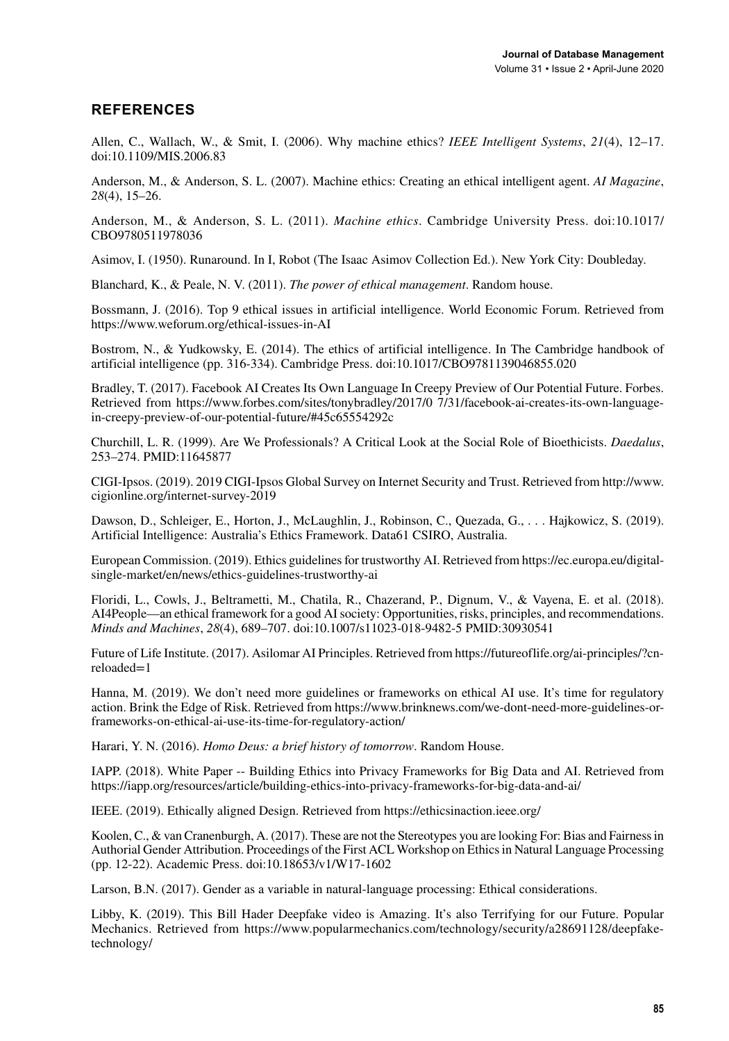## REFERENCES

Allen, C., Wallach, W., & Smit, I. (2006). Why machine ethics? *IEEE Intelligent Systems*, *21*(4), 12–17. doi:10.1109/MIS.2006.83

Anderson, M., & Anderson, S. L. (2007). Machine ethics: Creating an ethical intelligent agent. *AI Magazine*, *28*(4), 15–26.

Anderson, M., & Anderson, S. L. (2011). *Machine ethics*. Cambridge University Press. doi:10.1017/CBO9780511978036

Asimov, I. (1950). Runaround. In I, Robot (The Isaac Asimov Collection Ed.). New York City: Doubleday.

Blanchard, K., & Peale, N. V. (2011). *The power of ethical management*. Random house.

Bossmann, J. (2016). Top 9 ethical issues in artificial intelligence. World Economic Forum. Retrieved from https://www.weforum.org/ethical-issues-in-AI

Bostrom, N., & Yudkowsky, E. (2014). The ethics of artificial intelligence. In The Cambridge handbook of artificial intelligence (pp. 316-334). Cambridge Press. doi:10.1017/CBO9781139046855.020

Bradley, T. (2017). Facebook AI Creates Its Own Language In Creepy Preview of Our Potential Future. Forbes. Retrieved from https://www.forbes.com/sites/tonybradley/2017/0 7/31/facebook-ai-creates-its-own-language-in-creepy-preview-of-our-potential-future/#45c65554292c

Churchill, L. R. (1999). Are We Professionals? A Critical Look at the Social Role of Bioethicists. *Daedalus*, 253–274. PMID:11645877

CIGI-Ipsos. (2019). 2019 CIGI-Ipsos Global Survey on Internet Security and Trust. Retrieved from http://www.cigionline.org/internet-survey-2019

Dawson, D., Schleiger, E., Horton, J., McLaughlin, J., Robinson, C., Quezada, G., . . . Hajkowicz, S. (2019). Artificial Intelligence: Australia's Ethics Framework. Data61 CSIRO, Australia.

European Commission. (2019). Ethics guidelines for trustworthy AI. Retrieved from https://ec.europa.eu/digital-single-market/en/news/ethics-guidelines-trustworthy-ai

Floridi, L., Cowls, J., Beltrametti, M., Chatila, R., Chazerand, P., Dignum, V., & Vayena, E. et al. (2018). AI4People—an ethical framework for a good AI society: Opportunities, risks, principles, and recommendations. *Minds and Machines*, *28*(4), 689–707. doi:10.1007/s11023-018-9482-5 PMID:30930541

Future of Life Institute. (2017). Asilomar AI Principles. Retrieved from https://futureoflife.org/ai-principles/?cn-reloaded=1

Hanna, M. (2019). We don't need more guidelines or frameworks on ethical AI use. It's time for regulatory action. Brink the Edge of Risk. Retrieved from https://www.brinknews.com/we-dont-need-more-guidelines-or-frameworks-on-ethical-ai-use-its-time-for-regulatory-action/

Harari, Y. N. (2016). *Homo Deus: a brief history of tomorrow*. Random House.

IAPP. (2018). White Paper -- Building Ethics into Privacy Frameworks for Big Data and AI. Retrieved from https://iapp.org/resources/article/building-ethics-into-privacy-frameworks-for-big-data-and-ai/

IEEE. (2019). Ethically aligned Design. Retrieved from https://ethicsinaction.ieee.org/

Koolen, C., & van Cranenburgh, A. (2017). These are not the Stereotypes you are looking For: Bias and Fairness in Authorial Gender Attribution. Proceedings of the First ACL Workshop on Ethics in Natural Language Processing (pp. 12-22). Academic Press. doi:10.18653/v1/W17-1602

Larson, B.N. (2017). Gender as a variable in natural-language processing: Ethical considerations.

Libby, K. (2019). This Bill Hader Deepfake video is Amazing. It's also Terrifying for our Future. Popular Mechanics. Retrieved from https://www.popularmechanics.com/technology/security/a28691128/deepfake-technology/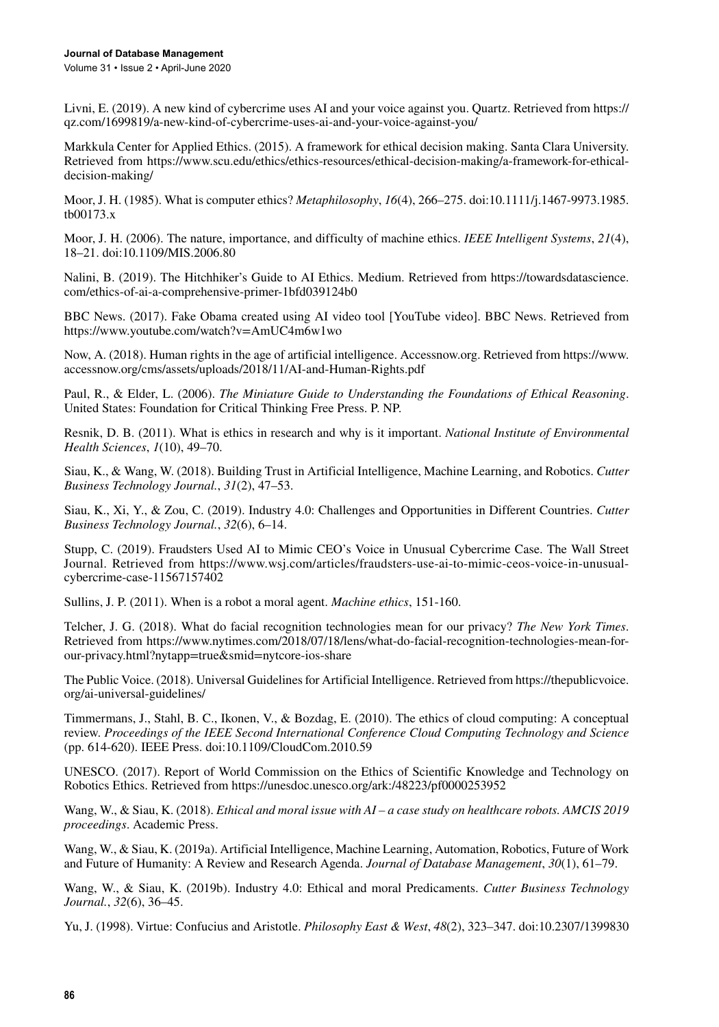Livni, E. (2019). A new kind of cybercrime uses AI and your voice against you. Quartz. Retrieved from https://qz.com/1699819/a-new-kind-of-cybercrime-uses-ai-and-your-voice-against-you/

Markkula Center for Applied Ethics. (2015). A framework for ethical decision making. Santa Clara University. Retrieved from https://www.scu.edu/ethics/ethics-resources/ethical-decision-making/a-framework-for-ethical-decision-making/

Moor, J. H. (1985). What is computer ethics? *Metaphilosophy*, *16*(4), 266–275. doi:10.1111/j.1467-9973.1985.tb00173.x

Moor, J. H. (2006). The nature, importance, and difficulty of machine ethics. *IEEE Intelligent Systems*, *21*(4), 18–21. doi:10.1109/MIS.2006.80

Nalini, B. (2019). The Hitchhiker's Guide to AI Ethics. Medium. Retrieved from https://towardsdatascience.com/ethics-of-ai-a-comprehensive-primer-1bfd039124b0

BBC News. (2017). Fake Obama created using AI video tool [YouTube video]. BBC News. Retrieved from https://www.youtube.com/watch?v=AmUC4m6w1wo

Now, A. (2018). Human rights in the age of artificial intelligence. Accessnow.org. Retrieved from https://www.accessnow.org/cms/assets/uploads/2018/11/AI-and-Human-Rights.pdf

Paul, R., & Elder, L. (2006). *The Miniature Guide to Understanding the Foundations of Ethical Reasoning*. United States: Foundation for Critical Thinking Free Press. P. NP.

Resnik, D. B. (2011). What is ethics in research and why is it important. *National Institute of Environmental Health Sciences*, *1*(10), 49–70.

Siau, K., & Wang, W. (2018). Building Trust in Artificial Intelligence, Machine Learning, and Robotics. *Cutter Business Technology Journal.*, *31*(2), 47–53.

Siau, K., Xi, Y., & Zou, C. (2019). Industry 4.0: Challenges and Opportunities in Different Countries. *Cutter Business Technology Journal.*, *32*(6), 6–14.

Stupp, C. (2019). Fraudsters Used AI to Mimic CEO's Voice in Unusual Cybercrime Case. The Wall Street Journal. Retrieved from https://www.wsj.com/articles/fraudsters-use-ai-to-mimic-ceos-voice-in-unusual-cybercrime-case-11567157402

Sullins, J. P. (2011). When is a robot a moral agent. *Machine ethics*, 151-160.

Telcher, J. G. (2018). What do facial recognition technologies mean for our privacy? *The New York Times*. Retrieved from https://www.nytimes.com/2018/07/18/lens/what-do-facial-recognition-technologies-mean-for-our-privacy.html?nytapp=true&smid=nytcore-ios-share

The Public Voice. (2018). Universal Guidelines for Artificial Intelligence. Retrieved from https://thepublicvoice.org/ai-universal-guidelines/

Timmermans, J., Stahl, B. C., Ikonen, V., & Bozdag, E. (2010). The ethics of cloud computing: A conceptual review. *Proceedings of the IEEE Second International Conference Cloud Computing Technology and Science* (pp. 614-620). IEEE Press. doi:10.1109/CloudCom.2010.59

UNESCO. (2017). Report of World Commission on the Ethics of Scientific Knowledge and Technology on Robotics Ethics. Retrieved from https://unesdoc.unesco.org/ark:/48223/pf0000253952

Wang, W., & Siau, K. (2018). *Ethical and moral issue with AI – a case study on healthcare robots. AMCIS 2019 proceedings*. Academic Press.

Wang, W., & Siau, K. (2019a). Artificial Intelligence, Machine Learning, Automation, Robotics, Future of Work and Future of Humanity: A Review and Research Agenda. *Journal of Database Management*, *30*(1), 61–79.

Wang, W., & Siau, K. (2019b). Industry 4.0: Ethical and moral Predicaments. *Cutter Business Technology Journal.*, *32*(6), 36–45.

Yu, J. (1998). Virtue: Confucius and Aristotle. *Philosophy East & West*, *48*(2), 323–347. doi:10.2307/1399830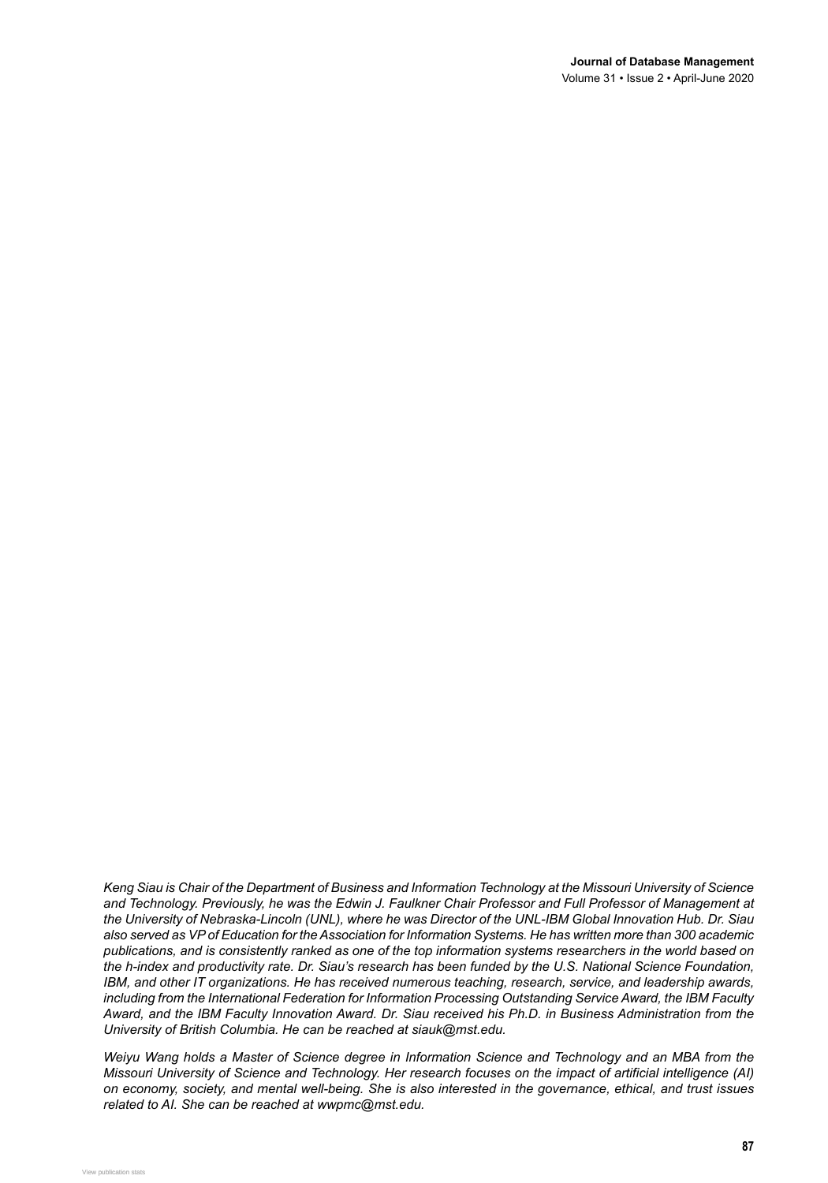*Keng Siau is Chair of the Department of Business and Information Technology at the Missouri University of Science and Technology. Previously, he was the Edwin J. Faulkner Chair Professor and Full Professor of Management at the University of Nebraska-Lincoln (UNL), where he was Director of the UNL-IBM Global Innovation Hub. Dr. Siau also served as VP of Education for the Association for Information Systems. He has written more than 300 academic publications, and is consistently ranked as one of the top information systems researchers in the world based on the h-index and productivity rate. Dr. Siau's research has been funded by the U.S. National Science Foundation, IBM, and other IT organizations. He has received numerous teaching, research, service, and leadership awards, including from the International Federation for Information Processing Outstanding Service Award, the IBM Faculty Award, and the IBM Faculty Innovation Award. Dr. Siau received his Ph.D. in Business Administration from the University of British Columbia. He can be reached at siauk@mst.edu.*

*Weiyu Wang holds a Master of Science degree in Information Science and Technology and an MBA from the Missouri University of Science and Technology. Her research focuses on the impact of artificial intelligence (AI) on economy, society, and mental well-being. She is also interested in the governance, ethical, and trust issues related to AI. She can be reached at wwpmc@mst.edu.*